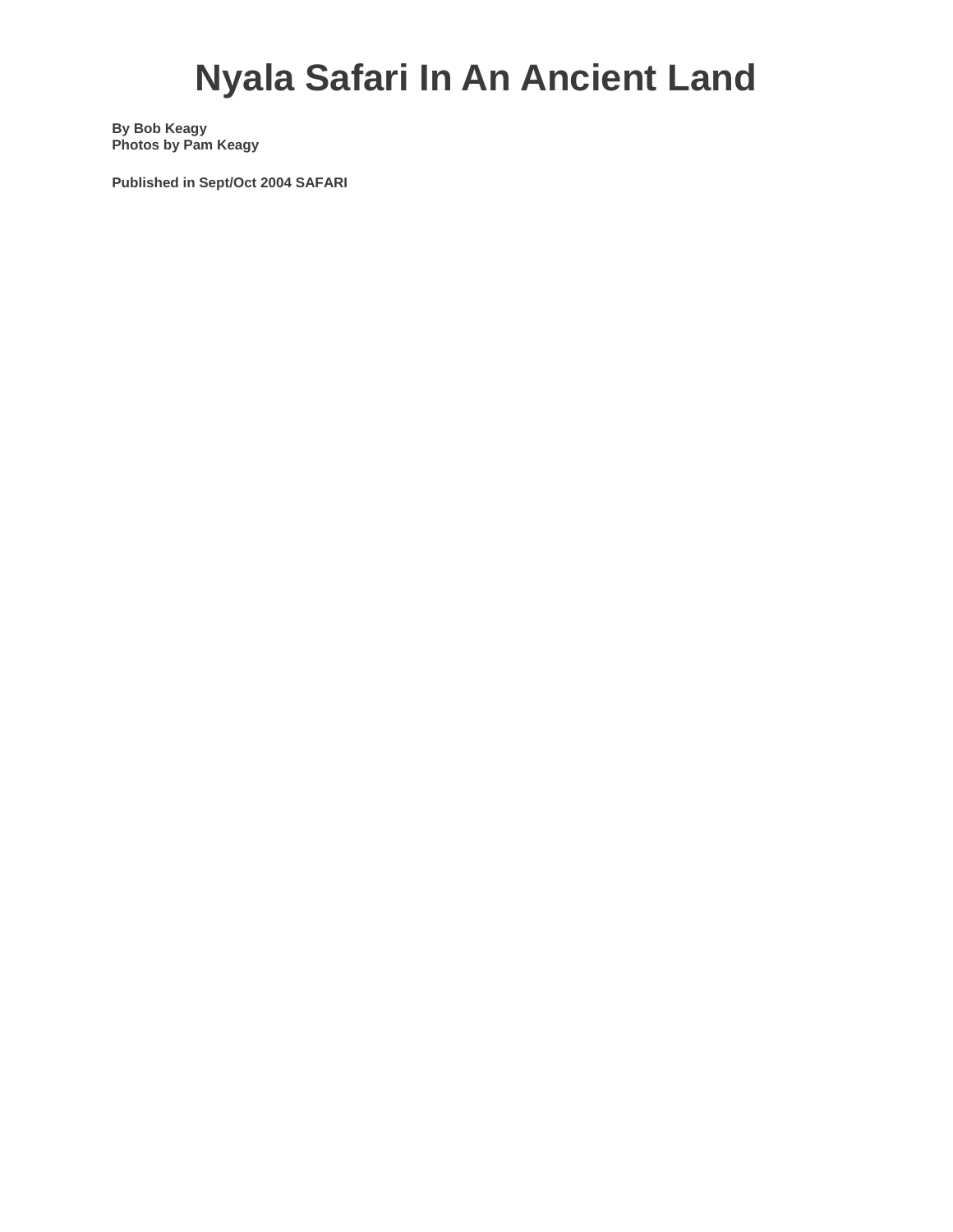# Nyala Safari In An Ancient Land

**By Bob Keagy**
**Photos by Pam Keagy**

**Published in Sept/Oct 2004 SAFARI**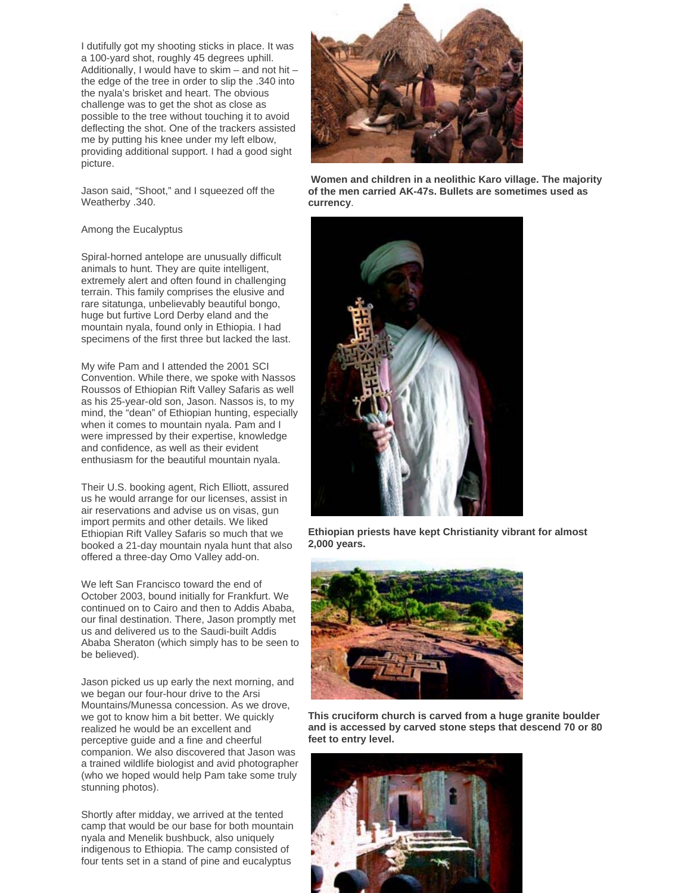I dutifully got my shooting sticks in place. It was a 100-yard shot, roughly 45 degrees uphill. Additionally, I would have to skim – and not hit – the edge of the tree in order to slip the .340 into the nyala's brisket and heart. The obvious challenge was to get the shot as close as possible to the tree without touching it to avoid deflecting the shot. One of the trackers assisted me by putting his knee under my left elbow, providing additional support. I had a good sight picture.

Jason said, "Shoot," and I squeezed off the Weatherby .340.

Among the Eucalyptus

Spiral-horned antelope are unusually difficult animals to hunt. They are quite intelligent, extremely alert and often found in challenging terrain. This family comprises the elusive and rare sitatunga, unbelievably beautiful bongo, huge but furtive Lord Derby eland and the mountain nyala, found only in Ethiopia. I had specimens of the first three but lacked the last.

My wife Pam and I attended the 2001 SCI Convention. While there, we spoke with Nassos Roussos of Ethiopian Rift Valley Safaris as well as his 25-year-old son, Jason. Nassos is, to my mind, the "dean" of Ethiopian hunting, especially when it comes to mountain nyala. Pam and I were impressed by their expertise, knowledge and confidence, as well as their evident enthusiasm for the beautiful mountain nyala.

Their U.S. booking agent, Rich Elliott, assured us he would arrange for our licenses, assist in air reservations and advise us on visas, gun import permits and other details. We liked Ethiopian Rift Valley Safaris so much that we booked a 21-day mountain nyala hunt that also offered a three-day Omo Valley add-on.

We left San Francisco toward the end of October 2003, bound initially for Frankfurt. We continued on to Cairo and then to Addis Ababa, our final destination. There, Jason promptly met us and delivered us to the Saudi-built Addis Ababa Sheraton (which simply has to be seen to be believed).

Jason picked us up early the next morning, and we began our four-hour drive to the Arsi Mountains/Munessa concession. As we drove, we got to know him a bit better. We quickly realized he would be an excellent and perceptive guide and a fine and cheerful companion. We also discovered that Jason was a trained wildlife biologist and avid photographer (who we hoped would help Pam take some truly stunning photos).

Shortly after midday, we arrived at the tented camp that would be our base for both mountain nyala and Menelik bushbuck, also uniquely indigenous to Ethiopia. The camp consisted of four tents set in a stand of pine and eucalyptus

**Women and children in a neolithic Karo village. The majority of the men carried AK-47s. Bullets are sometimes used as currency**.

**Ethiopian priests have kept Christianity vibrant for almost 2,000 years.**

**This cruciform church is carved from a huge granite boulder and is accessed by carved stone steps that descend 70 or 80 feet to entry level.**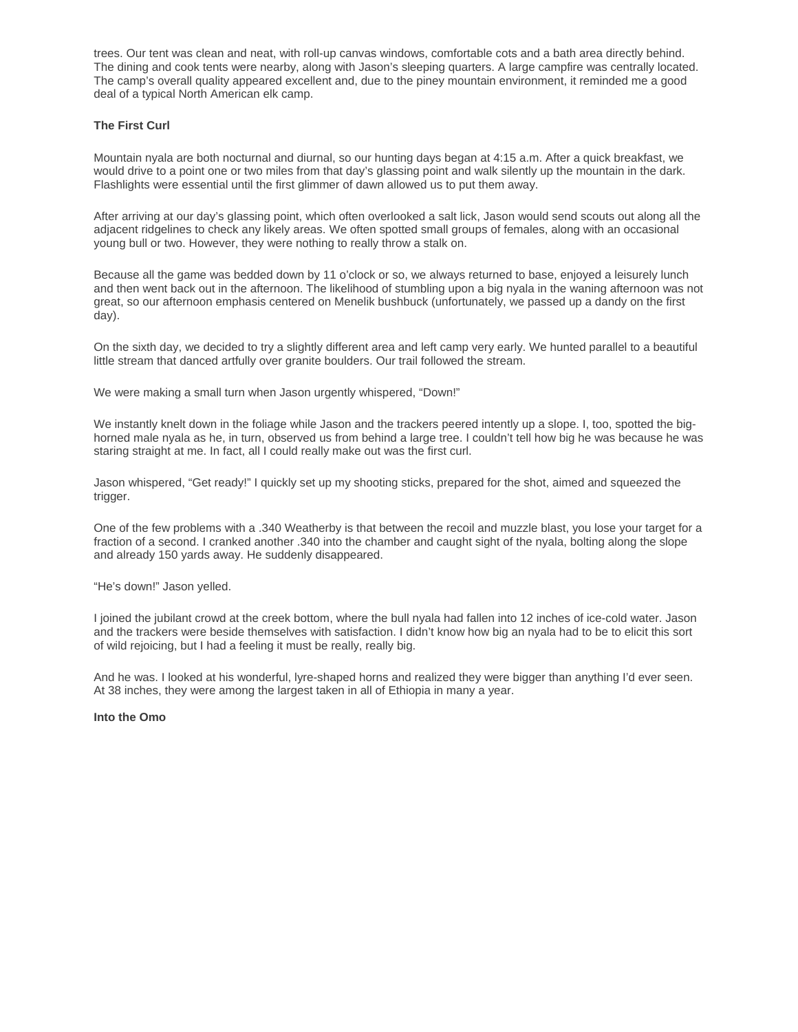trees. Our tent was clean and neat, with roll-up canvas windows, comfortable cots and a bath area directly behind. The dining and cook tents were nearby, along with Jason's sleeping quarters. A large campfire was centrally located. The camp's overall quality appeared excellent and, due to the piney mountain environment, it reminded me a good deal of a typical North American elk camp.

**The First Curl**

Mountain nyala are both nocturnal and diurnal, so our hunting days began at 4:15 a.m. After a quick breakfast, we would drive to a point one or two miles from that day's glassing point and walk silently up the mountain in the dark. Flashlights were essential until the first glimmer of dawn allowed us to put them away.

After arriving at our day's glassing point, which often overlooked a salt lick, Jason would send scouts out along all the adjacent ridgelines to check any likely areas. We often spotted small groups of females, along with an occasional young bull or two. However, they were nothing to really throw a stalk on.

Because all the game was bedded down by 11 o'clock or so, we always returned to base, enjoyed a leisurely lunch and then went back out in the afternoon. The likelihood of stumbling upon a big nyala in the waning afternoon was not great, so our afternoon emphasis centered on Menelik bushbuck (unfortunately, we passed up a dandy on the first day).

On the sixth day, we decided to try a slightly different area and left camp very early. We hunted parallel to a beautiful little stream that danced artfully over granite boulders. Our trail followed the stream.

We were making a small turn when Jason urgently whispered, "Down!"

We instantly knelt down in the foliage while Jason and the trackers peered intently up a slope. I, too, spotted the big-horned male nyala as he, in turn, observed us from behind a large tree. I couldn't tell how big he was because he was staring straight at me. In fact, all I could really make out was the first curl.

Jason whispered, "Get ready!" I quickly set up my shooting sticks, prepared for the shot, aimed and squeezed the trigger.

One of the few problems with a .340 Weatherby is that between the recoil and muzzle blast, you lose your target for a fraction of a second. I cranked another .340 into the chamber and caught sight of the nyala, bolting along the slope and already 150 yards away. He suddenly disappeared.

"He's down!" Jason yelled.

I joined the jubilant crowd at the creek bottom, where the bull nyala had fallen into 12 inches of ice-cold water. Jason and the trackers were beside themselves with satisfaction. I didn't know how big an nyala had to be to elicit this sort of wild rejoicing, but I had a feeling it must be really, really big.

And he was. I looked at his wonderful, lyre-shaped horns and realized they were bigger than anything I'd ever seen. At 38 inches, they were among the largest taken in all of Ethiopia in many a year.

**Into the Omo**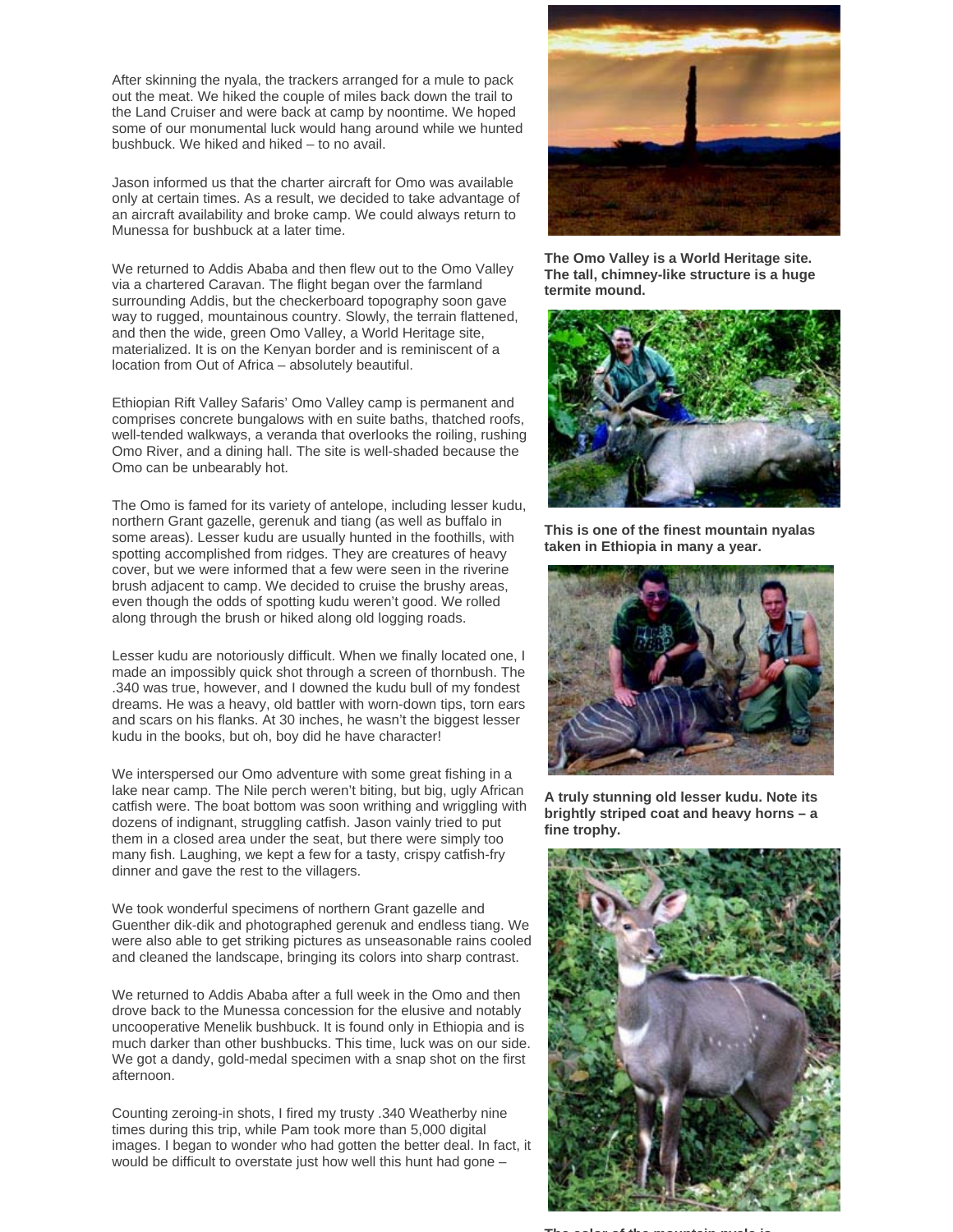After skinning the nyala, the trackers arranged for a mule to pack out the meat. We hiked the couple of miles back down the trail to the Land Cruiser and were back at camp by noontime. We hoped some of our monumental luck would hang around while we hunted bushbuck. We hiked and hiked – to no avail.

Jason informed us that the charter aircraft for Omo was available only at certain times. As a result, we decided to take advantage of an aircraft availability and broke camp. We could always return to Munessa for bushbuck at a later time.

We returned to Addis Ababa and then flew out to the Omo Valley via a chartered Caravan. The flight began over the farmland surrounding Addis, but the checkerboard topography soon gave way to rugged, mountainous country. Slowly, the terrain flattened, and then the wide, green Omo Valley, a World Heritage site, materialized. It is on the Kenyan border and is reminiscent of a location from Out of Africa – absolutely beautiful.

Ethiopian Rift Valley Safaris' Omo Valley camp is permanent and comprises concrete bungalows with en suite baths, thatched roofs, well-tended walkways, a veranda that overlooks the roiling, rushing Omo River, and a dining hall. The site is well-shaded because the Omo can be unbearably hot.

The Omo is famed for its variety of antelope, including lesser kudu, northern Grant gazelle, gerenuk and tiang (as well as buffalo in some areas). Lesser kudu are usually hunted in the foothills, with spotting accomplished from ridges. They are creatures of heavy cover, but we were informed that a few were seen in the riverine brush adjacent to camp. We decided to cruise the brushy areas, even though the odds of spotting kudu weren't good. We rolled along through the brush or hiked along old logging roads.

Lesser kudu are notoriously difficult. When we finally located one, I made an impossibly quick shot through a screen of thornbush. The .340 was true, however, and I downed the kudu bull of my fondest dreams. He was a heavy, old battler with worn-down tips, torn ears and scars on his flanks. At 30 inches, he wasn't the biggest lesser kudu in the books, but oh, boy did he have character!

We interspersed our Omo adventure with some great fishing in a lake near camp. The Nile perch weren't biting, but big, ugly African catfish were. The boat bottom was soon writhing and wriggling with dozens of indignant, struggling catfish. Jason vainly tried to put them in a closed area under the seat, but there were simply too many fish. Laughing, we kept a few for a tasty, crispy catfish-fry dinner and gave the rest to the villagers.

We took wonderful specimens of northern Grant gazelle and Guenther dik-dik and photographed gerenuk and endless tiang. We were also able to get striking pictures as unseasonable rains cooled and cleaned the landscape, bringing its colors into sharp contrast.

We returned to Addis Ababa after a full week in the Omo and then drove back to the Munessa concession for the elusive and notably uncooperative Menelik bushbuck. It is found only in Ethiopia and is much darker than other bushbucks. This time, luck was on our side. We got a dandy, gold-medal specimen with a snap shot on the first afternoon.

Counting zeroing-in shots, I fired my trusty .340 Weatherby nine times during this trip, while Pam took more than 5,000 digital images. I began to wonder who had gotten the better deal. In fact, it would be difficult to overstate just how well this hunt had gone –

**The Omo Valley is a World Heritage site. The tall, chimney-like structure is a huge termite mound.**

**This is one of the finest mountain nyalas taken in Ethiopia in many a year.**

**A truly stunning old lesser kudu. Note its brightly striped coat and heavy horns – a fine trophy.**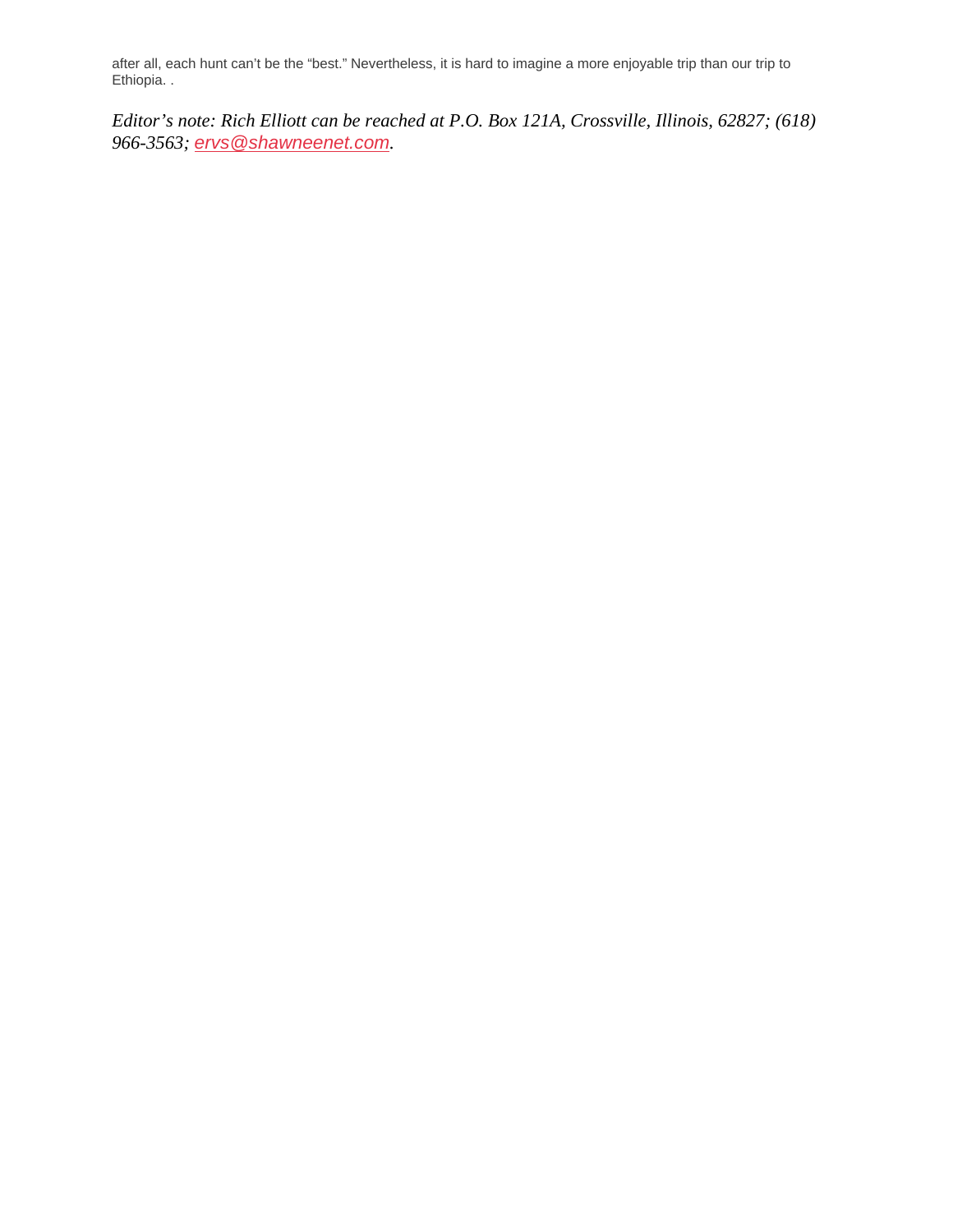after all, each hunt can't be the "best." Nevertheless, it is hard to imagine a more enjoyable trip than our trip to Ethiopia. .

*Editor's note: Rich Elliott can be reached at P.O. Box 121A, Crossville, Illinois, 62827; (618) 966-3563; ervs@shawneenet.com.*